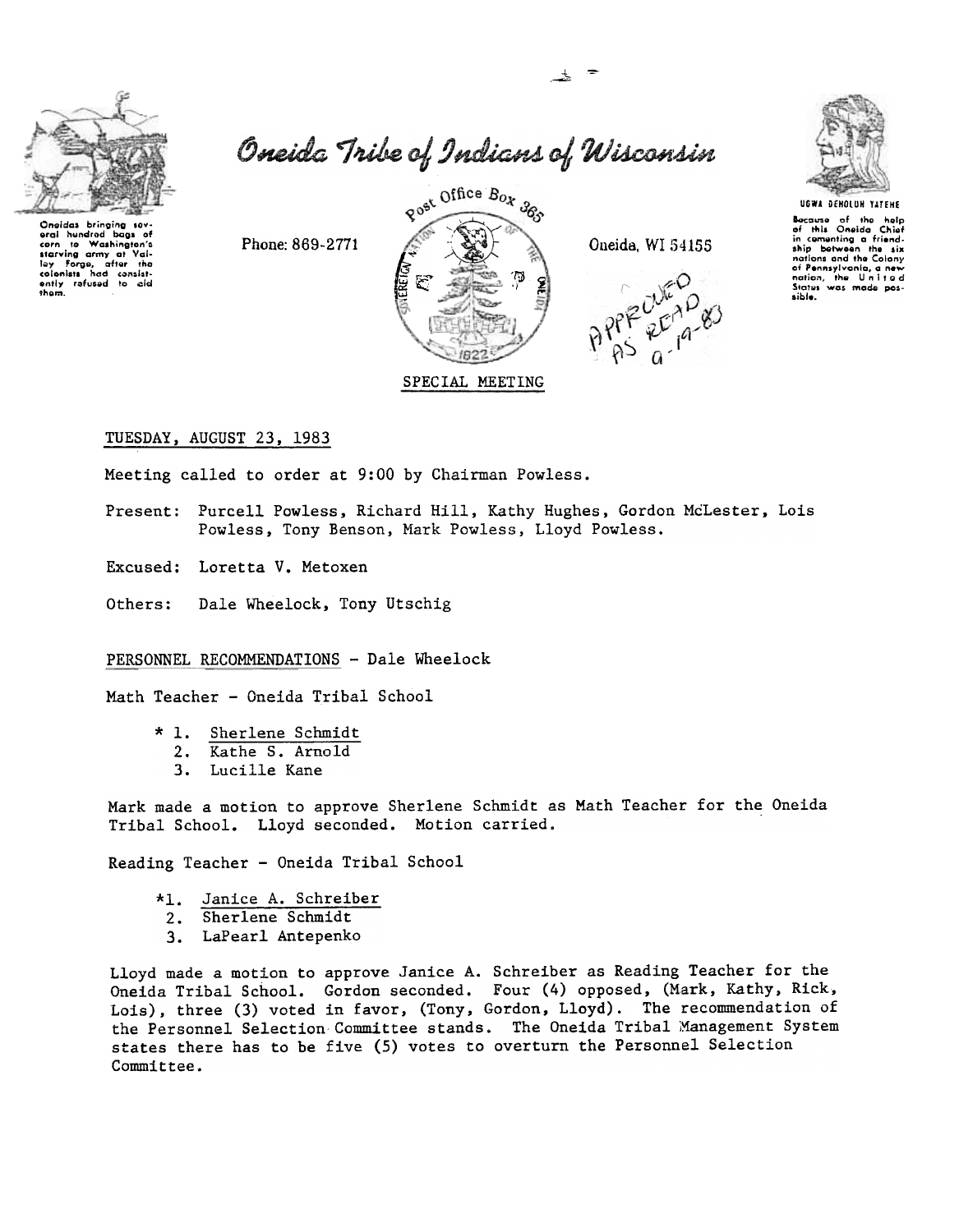# Oneida Tribe of Indians of Wisconsin

Oneidas bringing several hundred bags of corn to Washington's starving army at Valley Forge, after the colonists had consistently refused to aid them.

Phone: 869-2771

Post Office Box 365

Oneida, WI 54155

UGWA DEHOLUH YATEHE

Because of the help of this Oneida Chief in cementing a friendship between the six nations and the Colony of Pennsylvania, a new nation, the United States was made possible.

APPROVED AS READ 9-19-83

SPECIAL MEETING

TUESDAY, AUGUST 23, 1983

Meeting called to order at 9:00 by Chairman Powless.

Present: Purcell Powless, Richard Hill, Kathy Hughes, Gordon McLester, Lois Powless, Tony Benson, Mark Powless, Lloyd Powless.

Excused: Loretta V. Metoxen

Others: Dale Wheelock, Tony Utschig

PERSONNEL RECOMMENDATIONS - Dale Wheelock

Math Teacher - Oneida Tribal School

* 1. Sherlene Schmidt
  2. Kathe S. Arnold
  3. Lucille Kane

Mark made a motion to approve Sherlene Schmidt as Math Teacher for the Oneida Tribal School. Lloyd seconded. Motion carried.

Reading Teacher - Oneida Tribal School

*1. Janice A. Schreiber
 2. Sherlene Schmidt
 3. LaPearl Antepenko

Lloyd made a motion to approve Janice A. Schreiber as Reading Teacher for the Oneida Tribal School. Gordon seconded. Four (4) opposed, (Mark, Kathy, Rick, Lois), three (3) voted in favor, (Tony, Gordon, Lloyd). The recommendation of the Personnel Selection Committee stands. The Oneida Tribal Management System states there has to be five (5) votes to overturn the Personnel Selection Committee.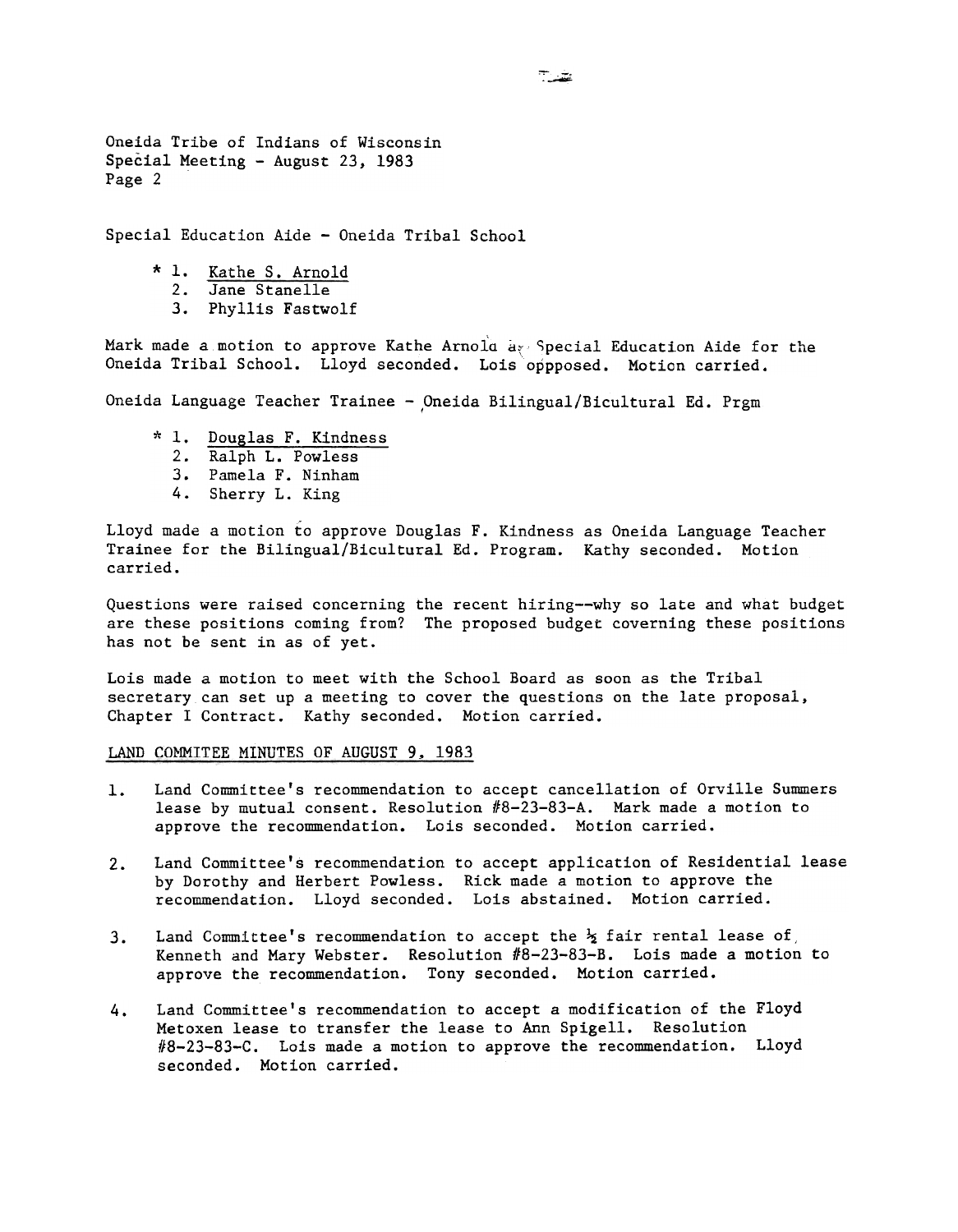Special Education Aide - Oneida Tribal School

* 1. Kathe S. Arnold
  2. Jane Stanelle
  3. Phyllis Fastwolf

Mark made a motion to approve Kathe Arnold as Special Education Aide for the Oneida Tribal School. Lloyd seconded. Lois oppposed. Motion carried.

Oneida Language Teacher Trainee - Oneida Bilingual/Bicultural Ed. Prgm

* 1. Douglas F. Kindness
  2. Ralph L. Powless
  3. Pamela F. Ninham
  4. Sherry L. King

Lloyd made a motion to approve Douglas F. Kindness as Oneida Language Teacher Trainee for the Bilingual/Bicultural Ed. Program. Kathy seconded. Motion carried.

Questions were raised concerning the recent hiring--why so late and what budget are these positions coming from? The proposed budget coverning these positions has not be sent in as of yet.

Lois made a motion to meet with the School Board as soon as the Tribal secretary can set up a meeting to cover the questions on the late proposal, Chapter I Contract. Kathy seconded. Motion carried.

LAND COMMITEE MINUTES OF AUGUST 9, 1983

1. Land Committee's recommendation to accept cancellation of Orville Summers lease by mutual consent. Resolution #8-23-83-A. Mark made a motion to approve the recommendation. Lois seconded. Motion carried.

2. Land Committee's recommendation to accept application of Residential lease by Dorothy and Herbert Powless. Rick made a motion to approve the recommendation. Lloyd seconded. Lois abstained. Motion carried.

3. Land Committee's recommendation to accept the ½ fair rental lease of Kenneth and Mary Webster. Resolution #8-23-83-B. Lois made a motion to approve the recommendation. Tony seconded. Motion carried.

4. Land Committee's recommendation to accept a modification of the Floyd Metoxen lease to transfer the lease to Ann Spigell. Resolution #8-23-83-C. Lois made a motion to approve the recommendation. Lloyd seconded. Motion carried.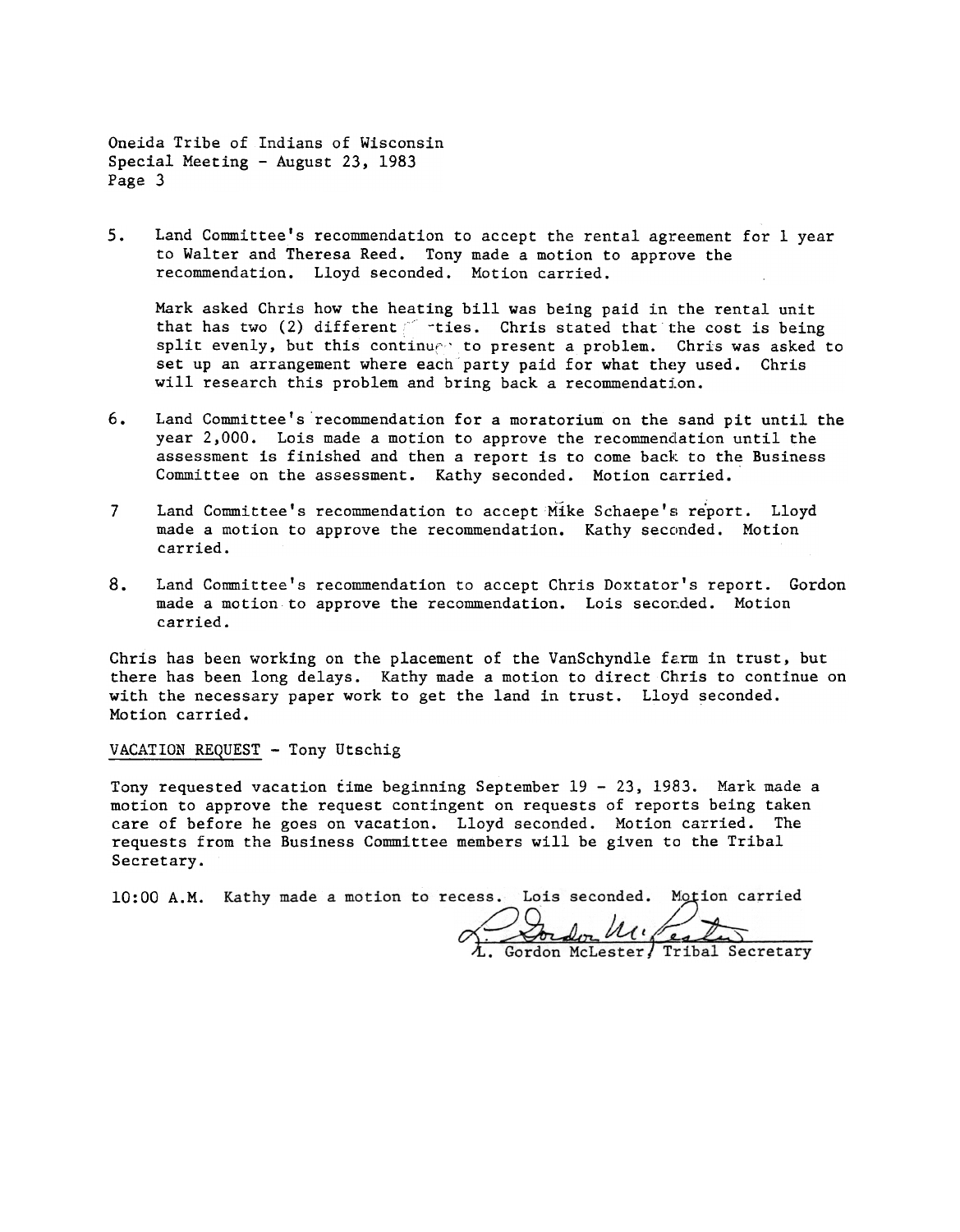Oneida Tribe of Indians of Wisconsin
Special Meeting - August 23, 1983

5. Land Committee's recommendation to accept the rental agreement for 1 year to Walter and Theresa Reed. Tony made a motion to approve the recommendation. Lloyd seconded. Motion carried.

   Mark asked Chris how the heating bill was being paid in the rental unit that has two (2) different parties. Chris stated that the cost is being split evenly, but this continues to present a problem. Chris was asked to set up an arrangement where each party paid for what they used. Chris will research this problem and bring back a recommendation.

6. Land Committee's recommendation for a moratorium on the sand pit until the year 2,000. Lois made a motion to approve the recommendation until the assessment is finished and then a report is to come back to the Business Committee on the assessment. Kathy seconded. Motion carried.

7. Land Committee's recommendation to accept Mike Schaepe's report. Lloyd made a motion to approve the recommendation. Kathy seconded. Motion carried.

8. Land Committee's recommendation to accept Chris Doxtator's report. Gordon made a motion to approve the recommendation. Lois seconded. Motion carried.

Chris has been working on the placement of the VanSchyndle farm in trust, but there has been long delays. Kathy made a motion to direct Chris to continue on with the necessary paper work to get the land in trust. Lloyd seconded. Motion carried.

VACATION REQUEST - Tony Utschig

Tony requested vacation time beginning September 19 - 23, 1983. Mark made a motion to approve the request contingent on requests of reports being taken care of before he goes on vacation. Lloyd seconded. Motion carried. The requests from the Business Committee members will be given to the Tribal Secretary.

10:00 A.M. Kathy made a motion to recess. Lois seconded. Motion carried

L. Gordon McLester, Tribal Secretary